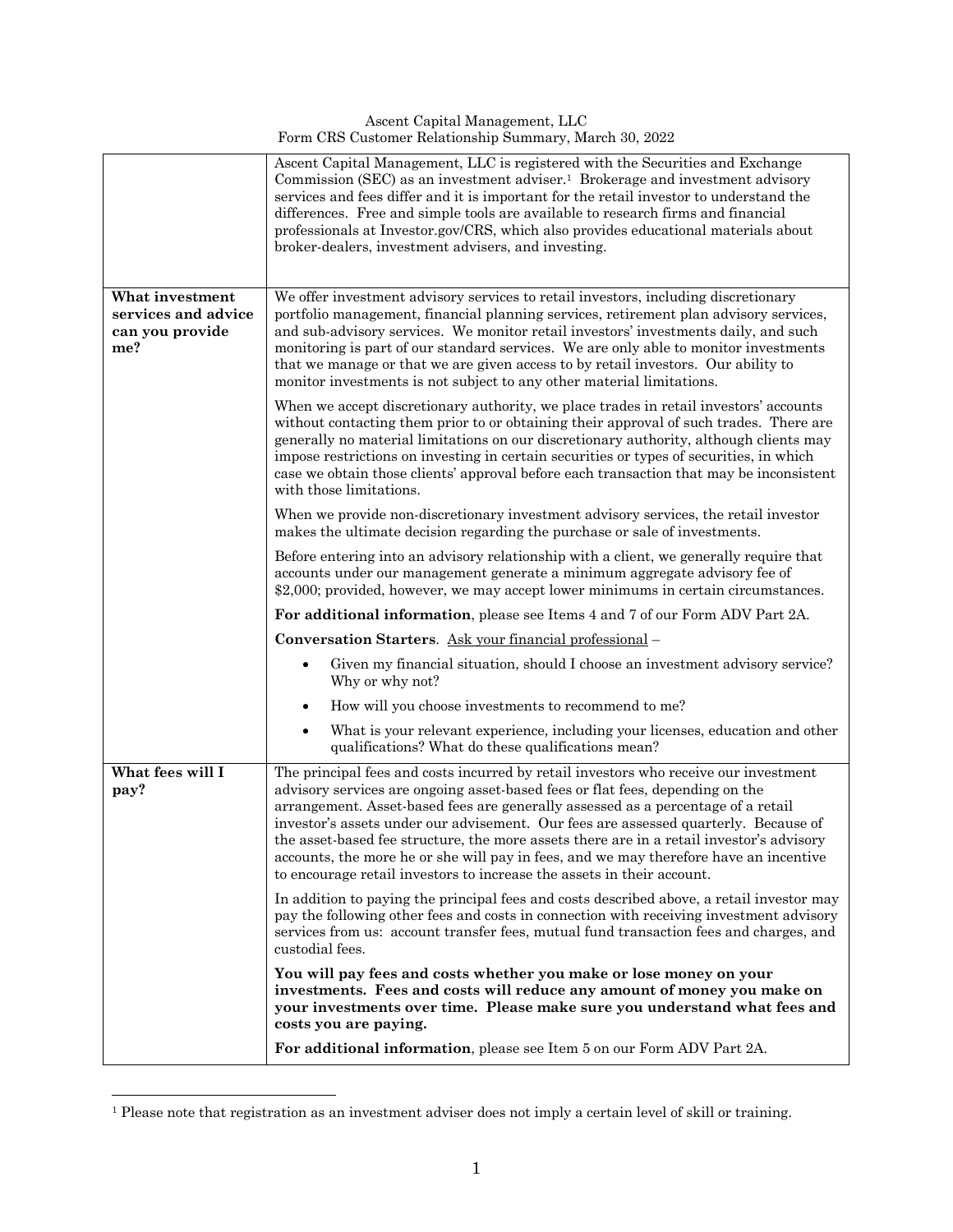Ascent Capital Management, LLC
Form CRS Customer Relationship Summary, March 30, 2022

| | |
|---|---|
| | Ascent Capital Management, LLC is registered with the Securities and Exchange Commission (SEC) as an investment adviser.[1] Brokerage and investment advisory services and fees differ and it is important for the retail investor to understand the differences. Free and simple tools are available to research firms and financial professionals at Investor.gov/CRS, which also provides educational materials about broker-dealers, investment advisers, and investing. |
| **What investment services and advice can you provide me?** | We offer investment advisory services to retail investors, including discretionary portfolio management, financial planning services, retirement plan advisory services, and sub-advisory services. We monitor retail investors' investments daily, and such monitoring is part of our standard services. We are only able to monitor investments that we manage or that we are given access to by retail investors. Our ability to monitor investments is not subject to any other material limitations.<br><br>When we accept discretionary authority, we place trades in retail investors' accounts without contacting them prior to or obtaining their approval of such trades. There are generally no material limitations on our discretionary authority, although clients may impose restrictions on investing in certain securities or types of securities, in which case we obtain those clients' approval before each transaction that may be inconsistent with those limitations.<br><br>When we provide non-discretionary investment advisory services, the retail investor makes the ultimate decision regarding the purchase or sale of investments.<br><br>Before entering into an advisory relationship with a client, we generally require that accounts under our management generate a minimum aggregate advisory fee of $2,000; provided, however, we may accept lower minimums in certain circumstances.<br><br>**For additional information**, please see Items 4 and 7 of our Form ADV Part 2A.<br><br>**Conversation Starters**. Ask your financial professional –<br>• Given my financial situation, should I choose an investment advisory service? Why or why not?<br>• How will you choose investments to recommend to me?<br>• What is your relevant experience, including your licenses, education and other qualifications? What do these qualifications mean? |
| **What fees will I pay?** | The principal fees and costs incurred by retail investors who receive our investment advisory services are ongoing asset-based fees or flat fees, depending on the arrangement. Asset-based fees are generally assessed as a percentage of a retail investor's assets under our advisement. Our fees are assessed quarterly. Because of the asset-based fee structure, the more assets there are in a retail investor's advisory accounts, the more he or she will pay in fees, and we may therefore have an incentive to encourage retail investors to increase the assets in their account.<br><br>In addition to paying the principal fees and costs described above, a retail investor may pay the following other fees and costs in connection with receiving investment advisory services from us: account transfer fees, mutual fund transaction fees and charges, and custodial fees.<br><br>**You will pay fees and costs whether you make or lose money on your investments. Fees and costs will reduce any amount of money you make on your investments over time. Please make sure you understand what fees and costs you are paying.**<br><br>**For additional information**, please see Item 5 on our Form ADV Part 2A. |

[1] Please note that registration as an investment adviser does not imply a certain level of skill or training.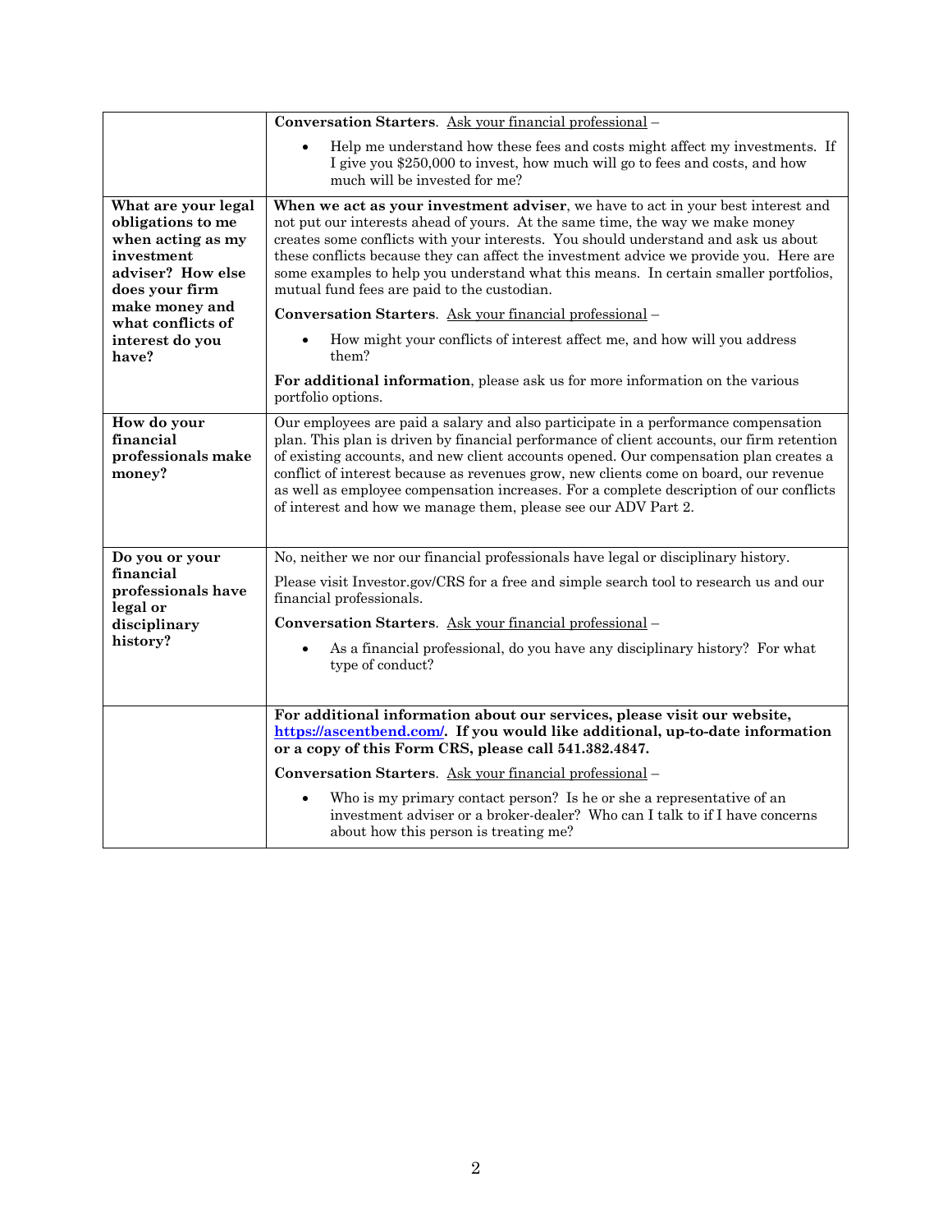| | |
|---|---|
| | **Conversation Starters**. Ask your financial professional – <br><br> • Help me understand how these fees and costs might affect my investments. If I give you $250,000 to invest, how much will go to fees and costs, and how much will be invested for me? |
| **What are your legal obligations to me when acting as my investment adviser? How else does your firm make money and what conflicts of interest do you have?** | **When we act as your investment adviser**, we have to act in your best interest and not put our interests ahead of yours. At the same time, the way we make money creates some conflicts with your interests. You should understand and ask us about these conflicts because they can affect the investment advice we provide you. Here are some examples to help you understand what this means. In certain smaller portfolios, mutual fund fees are paid to the custodian. <br><br> **Conversation Starters**. Ask your financial professional – <br><br> • How might your conflicts of interest affect me, and how will you address them? <br><br> **For additional information**, please ask us for more information on the various portfolio options. |
| **How do your financial professionals make money?** | Our employees are paid a salary and also participate in a performance compensation plan. This plan is driven by financial performance of client accounts, our firm retention of existing accounts, and new client accounts opened. Our compensation plan creates a conflict of interest because as revenues grow, new clients come on board, our revenue as well as employee compensation increases. For a complete description of our conflicts of interest and how we manage them, please see our ADV Part 2. |
| **Do you or your financial professionals have legal or disciplinary history?** | No, neither we nor our financial professionals have legal or disciplinary history. <br><br> Please visit Investor.gov/CRS for a free and simple search tool to research us and our financial professionals. <br><br> **Conversation Starters**. Ask your financial professional – <br><br> • As a financial professional, do you have any disciplinary history? For what type of conduct? |
| | **For additional information about our services, please visit our website, [https://ascentbend.com/](https://ascentbend.com/). If you would like additional, up-to-date information or a copy of this Form CRS, please call 541.382.4847.** <br><br> **Conversation Starters**. Ask your financial professional – <br><br> • Who is my primary contact person? Is he or she a representative of an investment adviser or a broker-dealer? Who can I talk to if I have concerns about how this person is treating me? |